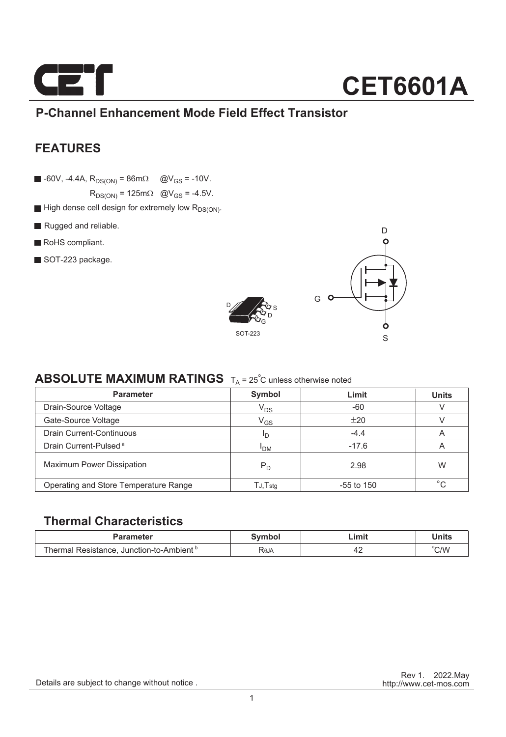# CET6601A

## P-Channel Enhancement Mode Field Effect Transistor

## FEATURES

- -60V, -4.4A, $R_{DS(ON)}$ = 86mΩ @$V_{GS}$ = -10V.
  $R_{DS(ON)}$ = 125mΩ @$V_{GS}$ = -4.5V.
- High dense cell design for extremely low $R_{DS(ON)}$.
- Rugged and reliable.
- RoHS compliant.
- SOT-223 package.

D

G

S

D S D G

SOT-223

## ABSOLUTE MAXIMUM RATINGS $T_A$ = 25°C unless otherwise noted

| Parameter | Symbol | Limit | Units |
|---|---|---|---|
| Drain-Source Voltage | $V_{DS}$ | -60 | V |
| Gate-Source Voltage | $V_{GS}$ | ±20 | V |
| Drain Current-Continuous | $I_D$ | -4.4 | A |
| Drain Current-Pulsed [a] | $I_{DM}$ | -17.6 | A |
| Maximum Power Dissipation | $P_D$ | 2.98 | W |
| Operating and Store Temperature Range | $T_J$,$T_{stg}$ | -55 to 150 | °C |

## Thermal Characteristics

| Parameter | Symbol | Limit | Units |
|---|---|---|---|
| Thermal Resistance, Junction-to-Ambient [b] | $R_{\theta JA}$ | 42 | °C/W |

Details are subject to change without notice .

Rev 1. 2022.May
http://www.cet-mos.com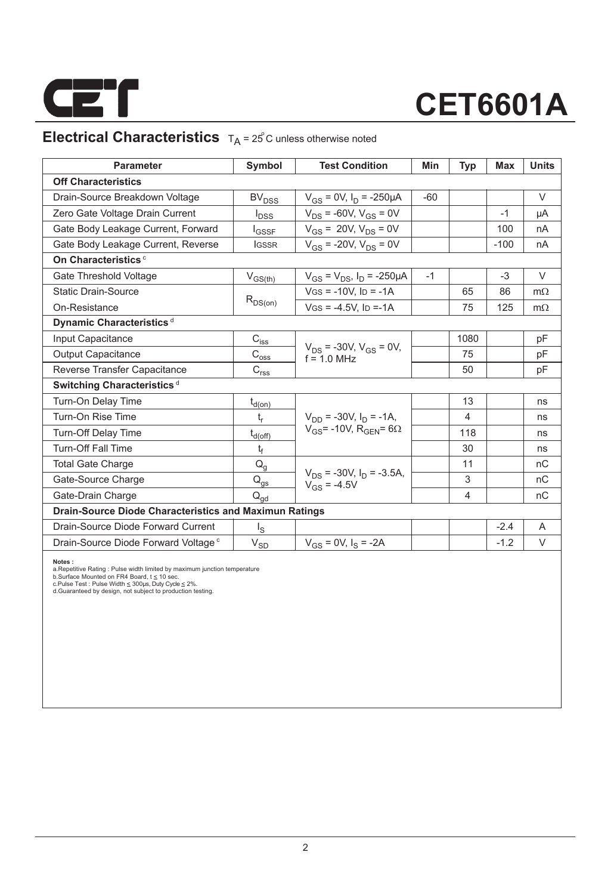## Electrical Characteristics $T_A = 25^{\circ}C$ unless otherwise noted

| Parameter | Symbol | Test Condition | Min | Typ | Max | Units |
|---|---|---|---|---|---|---|
| **Off Characteristics** | | | | | | |
| Drain-Source Breakdown Voltage | $BV_{DSS}$ | $V_{GS}$ = 0V, $I_D$ = -250µA | -60 | | | V |
| Zero Gate Voltage Drain Current | $I_{DSS}$ | $V_{DS}$ = -60V, $V_{GS}$ = 0V | | | -1 | µA |
| Gate Body Leakage Current, Forward | $I_{GSSF}$ | $V_{GS}$ = 20V, $V_{DS}$ = 0V | | | 100 | nA |
| Gate Body Leakage Current, Reverse | $I_{GSSR}$ | $V_{GS}$ = -20V, $V_{DS}$ = 0V | | | -100 | nA |
| **On Characteristics** [c] | | | | | | |
| Gate Threshold Voltage | $V_{GS(th)}$ | $V_{GS}$ = $V_{DS}$, $I_D$ = -250µA | -1 | | -3 | V |
| Static Drain-Source On-Resistance | $R_{DS(on)}$ | $V_{GS}$ = -10V, $I_D$ = -1A | | 65 | 86 | mΩ |
| | | $V_{GS}$ = -4.5V, $I_D$ = -1A | | 75 | 125 | mΩ |
| **Dynamic Characteristics** [d] | | | | | | |
| Input Capacitance | $C_{iss}$ | $V_{DS}$ = -30V, $V_{GS}$ = 0V, f = 1.0 MHz | | 1080 | | pF |
| Output Capacitance | $C_{oss}$ | | | 75 | | pF |
| Reverse Transfer Capacitance | $C_{rss}$ | | | 50 | | pF |
| **Switching Characteristics** [d] | | | | | | |
| Turn-On Delay Time | $t_{d(on)}$ | $V_{DD}$ = -30V, $I_D$ = -1A, $V_{GS}$ = -10V, $R_{GEN}$ = 6Ω | | 13 | | ns |
| Turn-On Rise Time | $t_r$ | | | 4 | | ns |
| Turn-Off Delay Time | $t_{d(off)}$ | | | 118 | | ns |
| Turn-Off Fall Time | $t_f$ | | | 30 | | ns |
| Total Gate Charge | $Q_g$ | $V_{DS}$ = -30V, $I_D$ = -3.5A, $V_{GS}$ = -4.5V | | 11 | | nC |
| Gate-Source Charge | $Q_{gs}$ | | | 3 | | nC |
| Gate-Drain Charge | $Q_{gd}$ | | | 4 | | nC |
| **Drain-Source Diode Characteristics and Maximun Ratings** | | | | | | |
| Drain-Source Diode Forward Current | $I_S$ | | | | -2.4 | A |
| Drain-Source Diode Forward Voltage [c] | $V_{SD}$ | $V_{GS}$ = 0V, $I_S$ = -2A | | | -1.2 | V |

**Notes :**
a.Repetitive Rating : Pulse width limited by maximum junction temperature
b.Surface Mounted on FR4 Board, t ≤ 10 sec.
c.Pulse Test : Pulse Width ≤ 300µs, Duty Cycle ≤ 2%.
d.Guaranteed by design, not subject to production testing.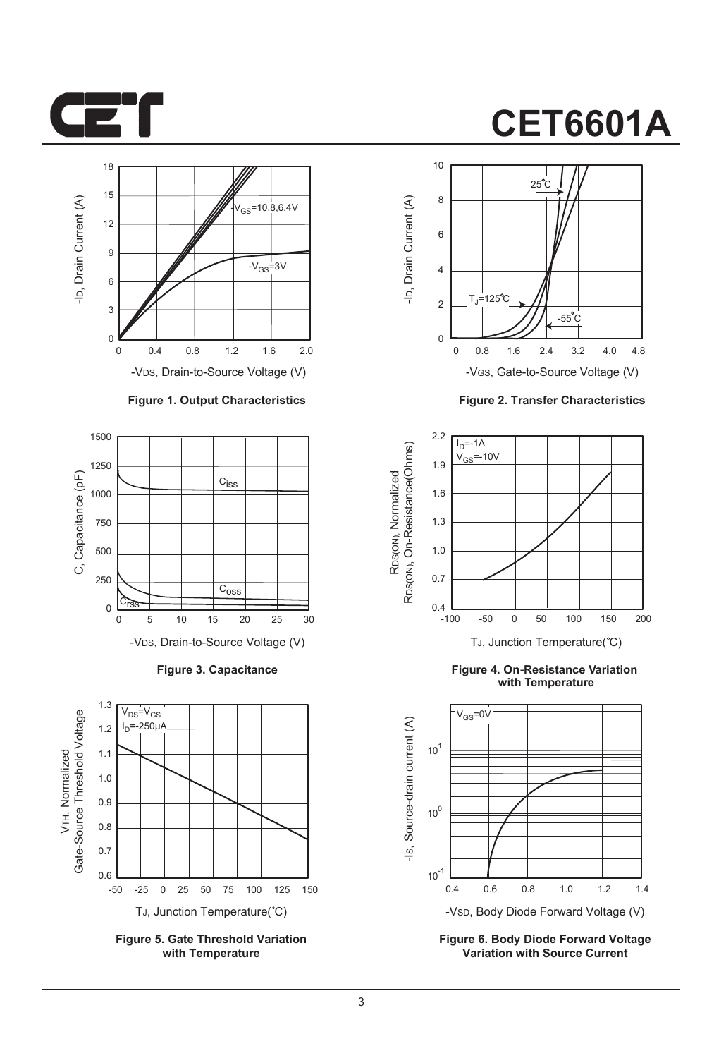Figure 1. Output Characteristics

Figure 2. Transfer Characteristics

Figure 3. Capacitance

Figure 4. On-Resistance Variation with Temperature

Figure 5. Gate Threshold Variation with Temperature

Figure 6. Body Diode Forward Voltage Variation with Source Current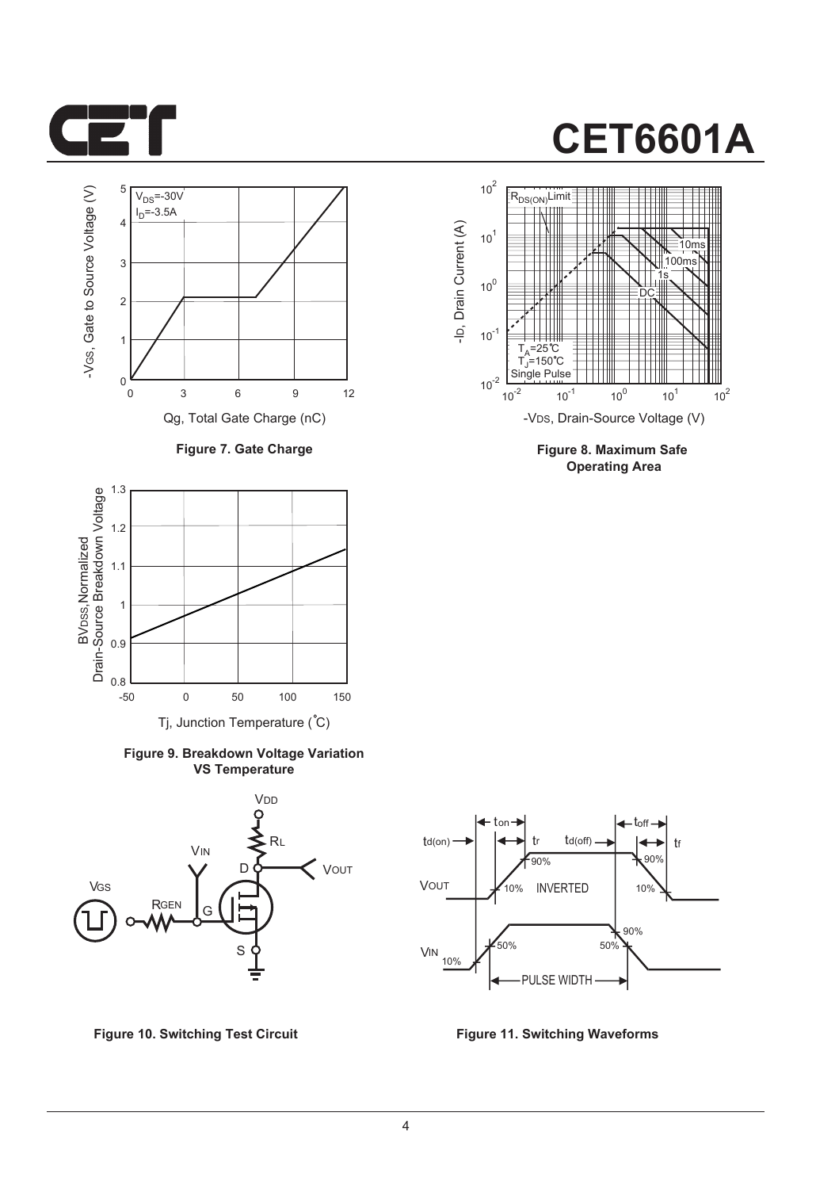# CET6601A

Figure 7. Gate Charge

Figure 8. Maximum Safe Operating Area

Figure 9. Breakdown Voltage Variation VS Temperature

Figure 10. Switching Test Circuit

Figure 11. Switching Waveforms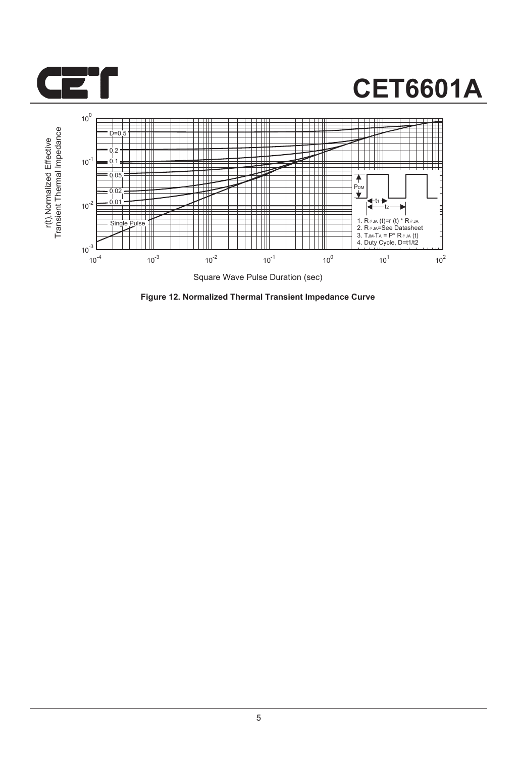r(t),Normalized Effective Transient Thermal Impedance

$10^0$

$10^{-1}$

$10^{-2}$

$10^{-3}$

D=0.5

0.2

0.1

0.05

0.02

0.01

Single Pulse

$P_{DM}$

$t_1$

$t_2$

1. $R_{\theta JA}(t)=r(t) * R_{\theta JA}$
2. $R_{\theta JA}$=See Datasheet
3. $T_{JM}-T_A = P^* R_{\theta JA}(t)$
4. Duty Cycle, D=t1/t2

$10^{-4}$ $10^{-3}$ $10^{-2}$ $10^{-1}$ $10^0$ $10^1$ $10^2$

Square Wave Pulse Duration (sec)

**Figure 12. Normalized Thermal Transient Impedance Curve**